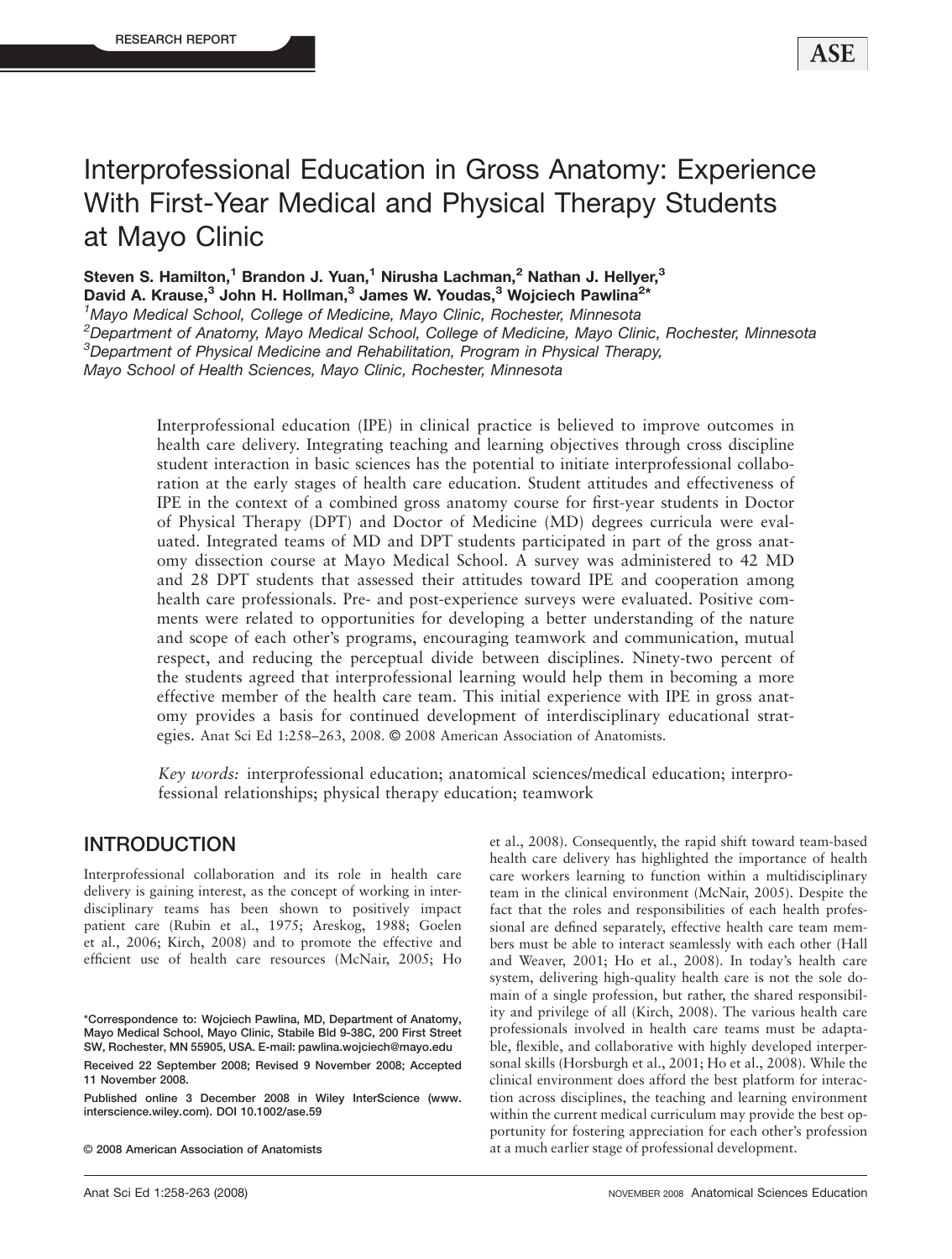RESEARCH REPORT

# Interprofessional Education in Gross Anatomy: Experience With First-Year Medical and Physical Therapy Students at Mayo Clinic

**Steven S. Hamilton,[1] Brandon J. Yuan,[1] Nirusha Lachman,[2] Nathan J. Hellyer,[3] David A. Krause,[3] John H. Hollman,[3] James W. Youdas,[3] Wojciech Pawlina[2]***

*[1]Mayo Medical School, College of Medicine, Mayo Clinic, Rochester, Minnesota*
*[2]Department of Anatomy, Mayo Medical School, College of Medicine, Mayo Clinic, Rochester, Minnesota*
*[3]Department of Physical Medicine and Rehabilitation, Program in Physical Therapy, Mayo School of Health Sciences, Mayo Clinic, Rochester, Minnesota*

Interprofessional education (IPE) in clinical practice is believed to improve outcomes in health care delivery. Integrating teaching and learning objectives through cross discipline student interaction in basic sciences has the potential to initiate interprofessional collaboration at the early stages of health care education. Student attitudes and effectiveness of IPE in the context of a combined gross anatomy course for first-year students in Doctor of Physical Therapy (DPT) and Doctor of Medicine (MD) degrees curricula were evaluated. Integrated teams of MD and DPT students participated in part of the gross anatomy dissection course at Mayo Medical School. A survey was administered to 42 MD and 28 DPT students that assessed their attitudes toward IPE and cooperation among health care professionals. Pre- and post-experience surveys were evaluated. Positive comments were related to opportunities for developing a better understanding of the nature and scope of each other's programs, encouraging teamwork and communication, mutual respect, and reducing the perceptual divide between disciplines. Ninety-two percent of the students agreed that interprofessional learning would help them in becoming a more effective member of the health care team. This initial experience with IPE in gross anatomy provides a basis for continued development of interdisciplinary educational strategies. Anat Sci Ed 1:258–263, 2008. © 2008 American Association of Anatomists.

*Key words:* interprofessional education; anatomical sciences/medical education; interprofessional relationships; physical therapy education; teamwork

## INTRODUCTION

Interprofessional collaboration and its role in health care delivery is gaining interest, as the concept of working in interdisciplinary teams has been shown to positively impact patient care (Rubin et al., 1975; Areskog, 1988; Goelen et al., 2006; Kirch, 2008) and to promote the effective and efficient use of health care resources (McNair, 2005; Ho et al., 2008). Consequently, the rapid shift toward team-based health care delivery has highlighted the importance of health care workers learning to function within a multidisciplinary team in the clinical environment (McNair, 2005). Despite the fact that the roles and responsibilities of each health professional are defined separately, effective health care team members must be able to interact seamlessly with each other (Hall and Weaver, 2001; Ho et al., 2008). In today's health care system, delivering high-quality health care is not the sole domain of a single profession, but rather, the shared responsibility and privilege of all (Kirch, 2008). The various health care professionals involved in health care teams must be adaptable, flexible, and collaborative with highly developed interpersonal skills (Horsburgh et al., 2001; Ho et al., 2008). While the clinical environment does afford the best platform for interaction across disciplines, the teaching and learning environment within the current medical curriculum may provide the best opportunity for fostering appreciation for each other's profession at a much earlier stage of professional development.

*Correspondence to: Wojciech Pawlina, MD, Department of Anatomy, Mayo Medical School, Mayo Clinic, Stabile Bld 9-38C, 200 First Street SW, Rochester, MN 55905, USA. E-mail: pawlina.wojciech@mayo.edu

Received 22 September 2008; Revised 9 November 2008; Accepted 11 November 2008.

Published online 3 December 2008 in Wiley InterScience (www.interscience.wiley.com). DOI 10.1002/ase.59

© 2008 American Association of Anatomists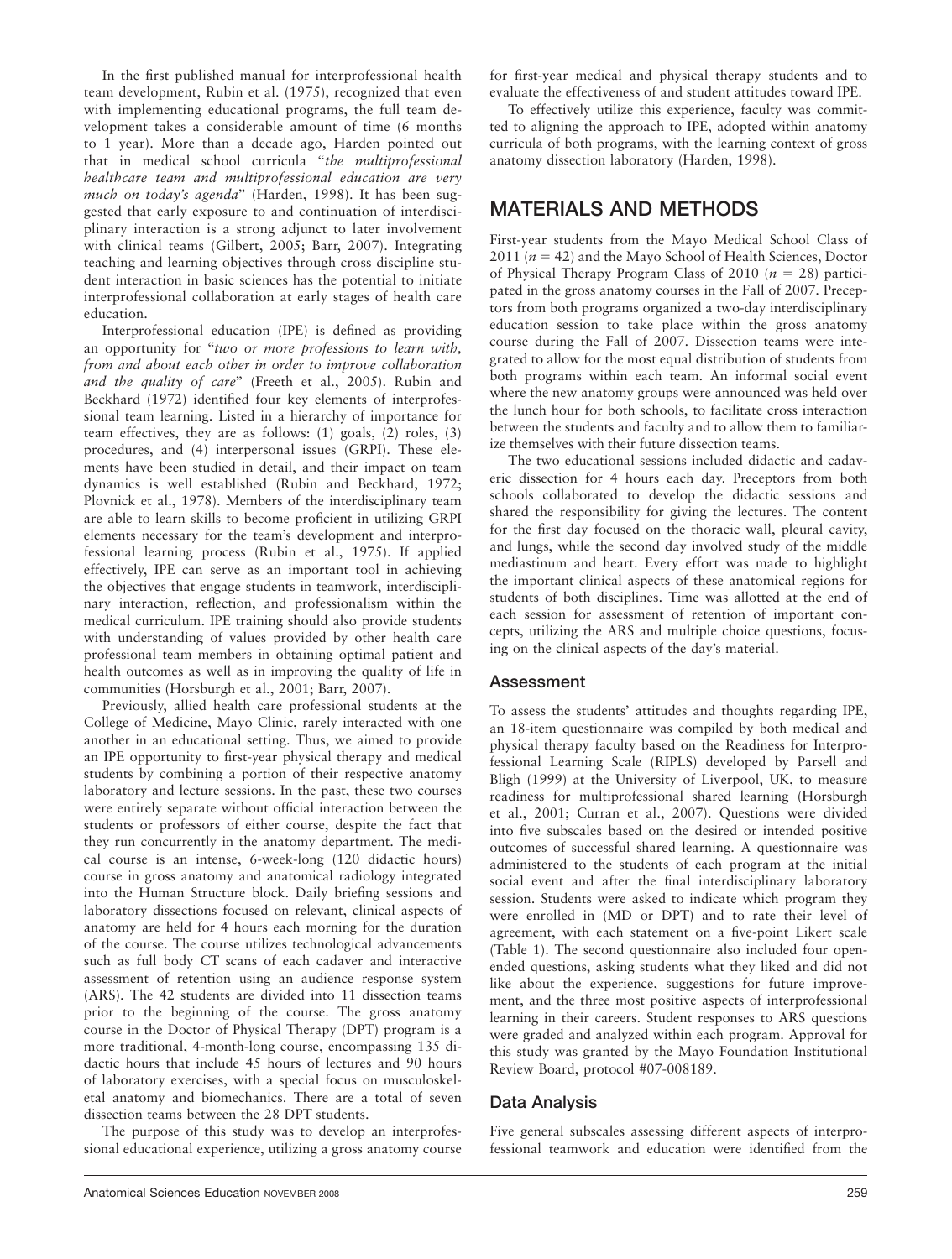In the first published manual for interprofessional health team development, Rubin et al. (1975), recognized that even with implementing educational programs, the full team development takes a considerable amount of time (6 months to 1 year). More than a decade ago, Harden pointed out that in medical school curricula "*the multiprofessional healthcare team and multiprofessional education are very much on today's agenda*" (Harden, 1998). It has been suggested that early exposure to and continuation of interdisciplinary interaction is a strong adjunct to later involvement with clinical teams (Gilbert, 2005; Barr, 2007). Integrating teaching and learning objectives through cross discipline student interaction in basic sciences has the potential to initiate interprofessional collaboration at early stages of health care education.

Interprofessional education (IPE) is defined as providing an opportunity for "*two or more professions to learn with, from and about each other in order to improve collaboration and the quality of care*" (Freeth et al., 2005). Rubin and Beckhard (1972) identified four key elements of interprofessional team learning. Listed in a hierarchy of importance for team effectives, they are as follows: (1) goals, (2) roles, (3) procedures, and (4) interpersonal issues (GRPI). These elements have been studied in detail, and their impact on team dynamics is well established (Rubin and Beckhard, 1972; Plovnick et al., 1978). Members of the interdisciplinary team are able to learn skills to become proficient in utilizing GRPI elements necessary for the team's development and interprofessional learning process (Rubin et al., 1975). If applied effectively, IPE can serve as an important tool in achieving the objectives that engage students in teamwork, interdisciplinary interaction, reflection, and professionalism within the medical curriculum. IPE training should also provide students with understanding of values provided by other health care professional team members in obtaining optimal patient and health outcomes as well as in improving the quality of life in communities (Horsburgh et al., 2001; Barr, 2007).

Previously, allied health care professional students at the College of Medicine, Mayo Clinic, rarely interacted with one another in an educational setting. Thus, we aimed to provide an IPE opportunity to first-year physical therapy and medical students by combining a portion of their respective anatomy laboratory and lecture sessions. In the past, these two courses were entirely separate without official interaction between the students or professors of either course, despite the fact that they run concurrently in the anatomy department. The medical course is an intense, 6-week-long (120 didactic hours) course in gross anatomy and anatomical radiology integrated into the Human Structure block. Daily briefing sessions and laboratory dissections focused on relevant, clinical aspects of anatomy are held for 4 hours each morning for the duration of the course. The course utilizes technological advancements such as full body CT scans of each cadaver and interactive assessment of retention using an audience response system (ARS). The 42 students are divided into 11 dissection teams prior to the beginning of the course. The gross anatomy course in the Doctor of Physical Therapy (DPT) program is a more traditional, 4-month-long course, encompassing 135 didactic hours that include 45 hours of lectures and 90 hours of laboratory exercises, with a special focus on musculoskeletal anatomy and biomechanics. There are a total of seven dissection teams between the 28 DPT students.

The purpose of this study was to develop an interprofessional educational experience, utilizing a gross anatomy course for first-year medical and physical therapy students and to evaluate the effectiveness of and student attitudes toward IPE.

To effectively utilize this experience, faculty was committed to aligning the approach to IPE, adopted within anatomy curricula of both programs, with the learning context of gross anatomy dissection laboratory (Harden, 1998).

## MATERIALS AND METHODS

First-year students from the Mayo Medical School Class of 2011 ($n = 42$) and the Mayo School of Health Sciences, Doctor of Physical Therapy Program Class of 2010 ($n = 28$) participated in the gross anatomy courses in the Fall of 2007. Preceptors from both programs organized a two-day interdisciplinary education session to take place within the gross anatomy course during the Fall of 2007. Dissection teams were integrated to allow for the most equal distribution of students from both programs within each team. An informal social event where the new anatomy groups were announced was held over the lunch hour for both schools, to facilitate cross interaction between the students and faculty and to allow them to familiarize themselves with their future dissection teams.

The two educational sessions included didactic and cadaveric dissection for 4 hours each day. Preceptors from both schools collaborated to develop the didactic sessions and shared the responsibility for giving the lectures. The content for the first day focused on the thoracic wall, pleural cavity, and lungs, while the second day involved study of the middle mediastinum and heart. Every effort was made to highlight the important clinical aspects of these anatomical regions for students of both disciplines. Time was allotted at the end of each session for assessment of retention of important concepts, utilizing the ARS and multiple choice questions, focusing on the clinical aspects of the day's material.

### Assessment

To assess the students' attitudes and thoughts regarding IPE, an 18-item questionnaire was compiled by both medical and physical therapy faculty based on the Readiness for Interprofessional Learning Scale (RIPLS) developed by Parsell and Bligh (1999) at the University of Liverpool, UK, to measure readiness for multiprofessional shared learning (Horsburgh et al., 2001; Curran et al., 2007). Questions were divided into five subscales based on the desired or intended positive outcomes of successful shared learning. A questionnaire was administered to the students of each program at the initial social event and after the final interdisciplinary laboratory session. Students were asked to indicate which program they were enrolled in (MD or DPT) and to rate their level of agreement, with each statement on a five-point Likert scale (Table 1). The second questionnaire also included four open-ended questions, asking students what they liked and did not like about the experience, suggestions for future improvement, and the three most positive aspects of interprofessional learning in their careers. Student responses to ARS questions were graded and analyzed within each program. Approval for this study was granted by the Mayo Foundation Institutional Review Board, protocol #07-008189.

### Data Analysis

Five general subscales assessing different aspects of interprofessional teamwork and education were identified from the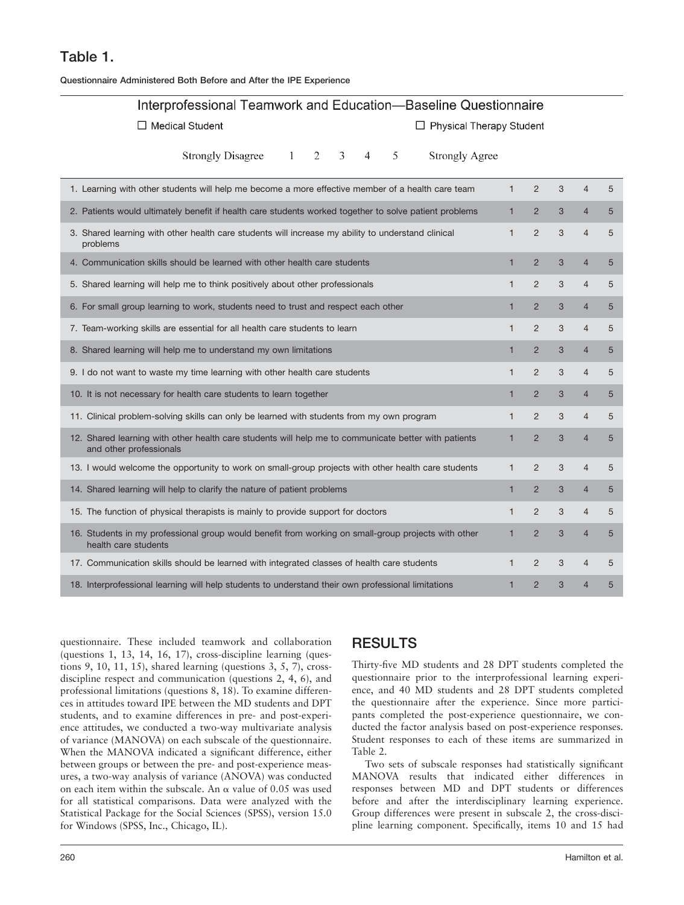## Table 1.

**Questionnaire Administered Both Before and After the IPE Experience**

Interprofessional Teamwork and Education—Baseline Questionnaire

☐ Medical Student ☐ Physical Therapy Student

Strongly Disagree 1 2 3 4 5 Strongly Agree

| Item | | | | | |
|---|---|---|---|---|---|
| 1. Learning with other students will help me become a more effective member of a health care team | 1 | 2 | 3 | 4 | 5 |
| 2. Patients would ultimately benefit if health care students worked together to solve patient problems | 1 | 2 | 3 | 4 | 5 |
| 3. Shared learning with other health care students will increase my ability to understand clinical problems | 1 | 2 | 3 | 4 | 5 |
| 4. Communication skills should be learned with other health care students | 1 | 2 | 3 | 4 | 5 |
| 5. Shared learning will help me to think positively about other professionals | 1 | 2 | 3 | 4 | 5 |
| 6. For small group learning to work, students need to trust and respect each other | 1 | 2 | 3 | 4 | 5 |
| 7. Team-working skills are essential for all health care students to learn | 1 | 2 | 3 | 4 | 5 |
| 8. Shared learning will help me to understand my own limitations | 1 | 2 | 3 | 4 | 5 |
| 9. I do not want to waste my time learning with other health care students | 1 | 2 | 3 | 4 | 5 |
| 10. It is not necessary for health care students to learn together | 1 | 2 | 3 | 4 | 5 |
| 11. Clinical problem-solving skills can only be learned with students from my own program | 1 | 2 | 3 | 4 | 5 |
| 12. Shared learning with other health care students will help me to communicate better with patients and other professionals | 1 | 2 | 3 | 4 | 5 |
| 13. I would welcome the opportunity to work on small-group projects with other health care students | 1 | 2 | 3 | 4 | 5 |
| 14. Shared learning will help to clarify the nature of patient problems | 1 | 2 | 3 | 4 | 5 |
| 15. The function of physical therapists is mainly to provide support for doctors | 1 | 2 | 3 | 4 | 5 |
| 16. Students in my professional group would benefit from working on small-group projects with other health care students | 1 | 2 | 3 | 4 | 5 |
| 17. Communication skills should be learned with integrated classes of health care students | 1 | 2 | 3 | 4 | 5 |
| 18. Interprofessional learning will help students to understand their own professional limitations | 1 | 2 | 3 | 4 | 5 |

questionnaire. These included teamwork and collaboration (questions 1, 13, 14, 16, 17), cross-discipline learning (questions 9, 10, 11, 15), shared learning (questions 3, 5, 7), cross-discipline respect and communication (questions 2, 4, 6), and professional limitations (questions 8, 18). To examine differences in attitudes toward IPE between the MD students and DPT students, and to examine differences in pre- and post-experience attitudes, we conducted a two-way multivariate analysis of variance (MANOVA) on each subscale of the questionnaire. When the MANOVA indicated a significant difference, either between groups or between the pre- and post-experience measures, a two-way analysis of variance (ANOVA) was conducted on each item within the subscale. An $\alpha$ value of 0.05 was used for all statistical comparisons. Data were analyzed with the Statistical Package for the Social Sciences (SPSS), version 15.0 for Windows (SPSS, Inc., Chicago, IL).

## RESULTS

Thirty-five MD students and 28 DPT students completed the questionnaire prior to the interprofessional learning experience, and 40 MD students and 28 DPT students completed the questionnaire after the experience. Since more participants completed the post-experience questionnaire, we conducted the factor analysis based on post-experience responses. Student responses to each of these items are summarized in Table 2.

Two sets of subscale responses had statistically significant MANOVA results that indicated either differences in responses between MD and DPT students or differences before and after the interdisciplinary learning experience. Group differences were present in subscale 2, the cross-discipline learning component. Specifically, items 10 and 15 had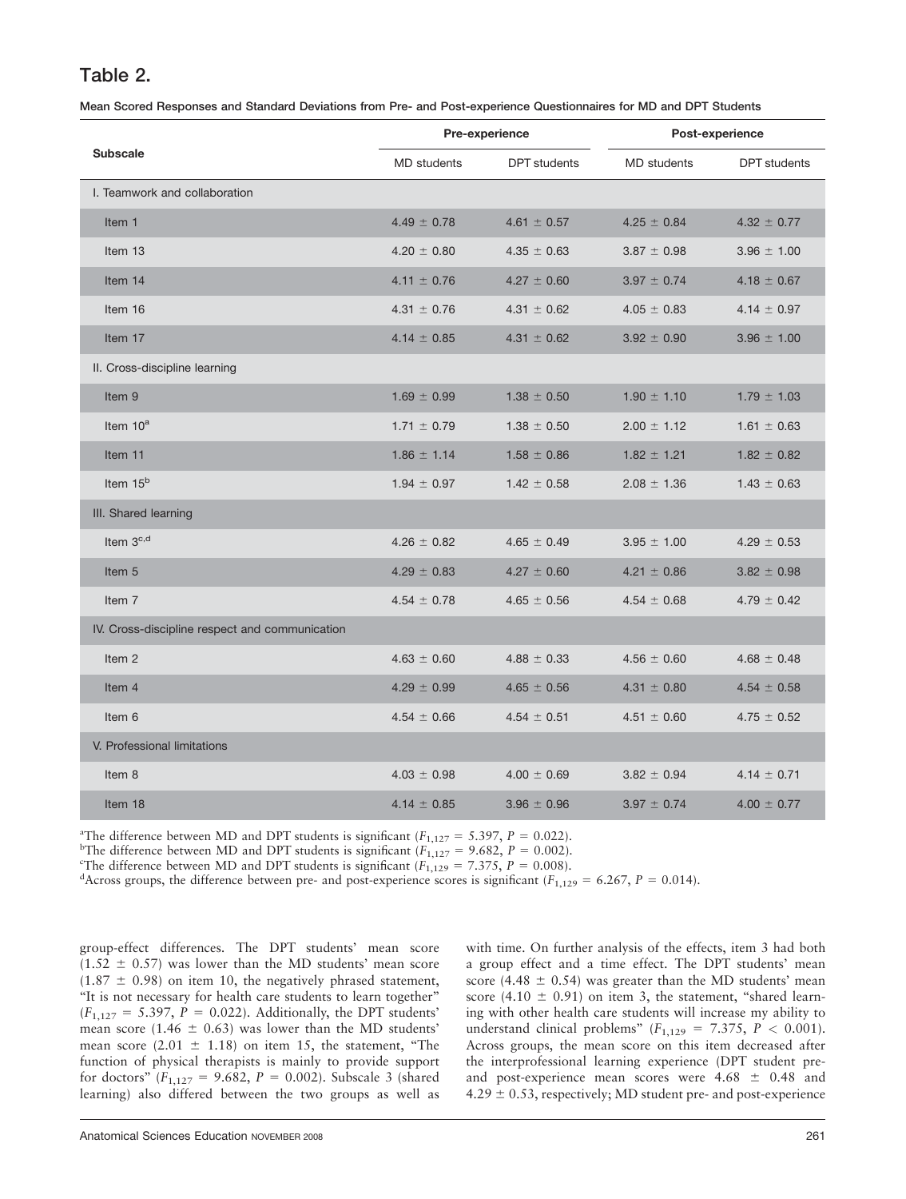## Table 2.

**Mean Scored Responses and Standard Deviations from Pre- and Post-experience Questionnaires for MD and DPT Students**

| Subscale | Pre-experience | | Post-experience | |
|---|---|---|---|---|
| | MD students | DPT students | MD students | DPT students |
| I. Teamwork and collaboration | | | | |
| Item 1 | 4.49 ± 0.78 | 4.61 ± 0.57 | 4.25 ± 0.84 | 4.32 ± 0.77 |
| Item 13 | 4.20 ± 0.80 | 4.35 ± 0.63 | 3.87 ± 0.98 | 3.96 ± 1.00 |
| Item 14 | 4.11 ± 0.76 | 4.27 ± 0.60 | 3.97 ± 0.74 | 4.18 ± 0.67 |
| Item 16 | 4.31 ± 0.76 | 4.31 ± 0.62 | 4.05 ± 0.83 | 4.14 ± 0.97 |
| Item 17 | 4.14 ± 0.85 | 4.31 ± 0.62 | 3.92 ± 0.90 | 3.96 ± 1.00 |
| II. Cross-discipline learning | | | | |
| Item 9 | 1.69 ± 0.99 | 1.38 ± 0.50 | 1.90 ± 1.10 | 1.79 ± 1.03 |
| Item 10[a] | 1.71 ± 0.79 | 1.38 ± 0.50 | 2.00 ± 1.12 | 1.61 ± 0.63 |
| Item 11 | 1.86 ± 1.14 | 1.58 ± 0.86 | 1.82 ± 1.21 | 1.82 ± 0.82 |
| Item 15[b] | 1.94 ± 0.97 | 1.42 ± 0.58 | 2.08 ± 1.36 | 1.43 ± 0.63 |
| III. Shared learning | | | | |
| Item 3[c,d] | 4.26 ± 0.82 | 4.65 ± 0.49 | 3.95 ± 1.00 | 4.29 ± 0.53 |
| Item 5 | 4.29 ± 0.83 | 4.27 ± 0.60 | 4.21 ± 0.86 | 3.82 ± 0.98 |
| Item 7 | 4.54 ± 0.78 | 4.65 ± 0.56 | 4.54 ± 0.68 | 4.79 ± 0.42 |
| IV. Cross-discipline respect and communication | | | | |
| Item 2 | 4.63 ± 0.60 | 4.88 ± 0.33 | 4.56 ± 0.60 | 4.68 ± 0.48 |
| Item 4 | 4.29 ± 0.99 | 4.65 ± 0.56 | 4.31 ± 0.80 | 4.54 ± 0.58 |
| Item 6 | 4.54 ± 0.66 | 4.54 ± 0.51 | 4.51 ± 0.60 | 4.75 ± 0.52 |
| V. Professional limitations | | | | |
| Item 8 | 4.03 ± 0.98 | 4.00 ± 0.69 | 3.82 ± 0.94 | 4.14 ± 0.71 |
| Item 18 | 4.14 ± 0.85 | 3.96 ± 0.96 | 3.97 ± 0.74 | 4.00 ± 0.77 |

[a]The difference between MD and DPT students is significant ($F_{1,127} = 5.397$, $P = 0.022$).
[b]The difference between MD and DPT students is significant ($F_{1,127} = 9.682$, $P = 0.002$).
[c]The difference between MD and DPT students is significant ($F_{1,129} = 7.375$, $P = 0.008$).
[d]Across groups, the difference between pre- and post-experience scores is significant ($F_{1,129} = 6.267$, $P = 0.014$).

group-effect differences. The DPT students' mean score (1.52 ± 0.57) was lower than the MD students' mean score (1.87 ± 0.98) on item 10, the negatively phrased statement, "It is not necessary for health care students to learn together" ($F_{1,127} = 5.397$, $P = 0.022$). Additionally, the DPT students' mean score (1.46 ± 0.63) was lower than the MD students' mean score (2.01 ± 1.18) on item 15, the statement, "The function of physical therapists is mainly to provide support for doctors" ($F_{1,127} = 9.682$, $P = 0.002$). Subscale 3 (shared learning) also differed between the two groups as well as with time. On further analysis of the effects, item 3 had both a group effect and a time effect. The DPT students' mean score (4.48 ± 0.54) was greater than the MD students' mean score (4.10 ± 0.91) on item 3, the statement, "shared learning with other health care students will increase my ability to understand clinical problems" ($F_{1,129} = 7.375$, $P < 0.001$). Across groups, the mean score on this item decreased after the interprofessional learning experience (DPT student pre- and post-experience mean scores were 4.68 ± 0.48 and 4.29 ± 0.53, respectively; MD student pre- and post-experience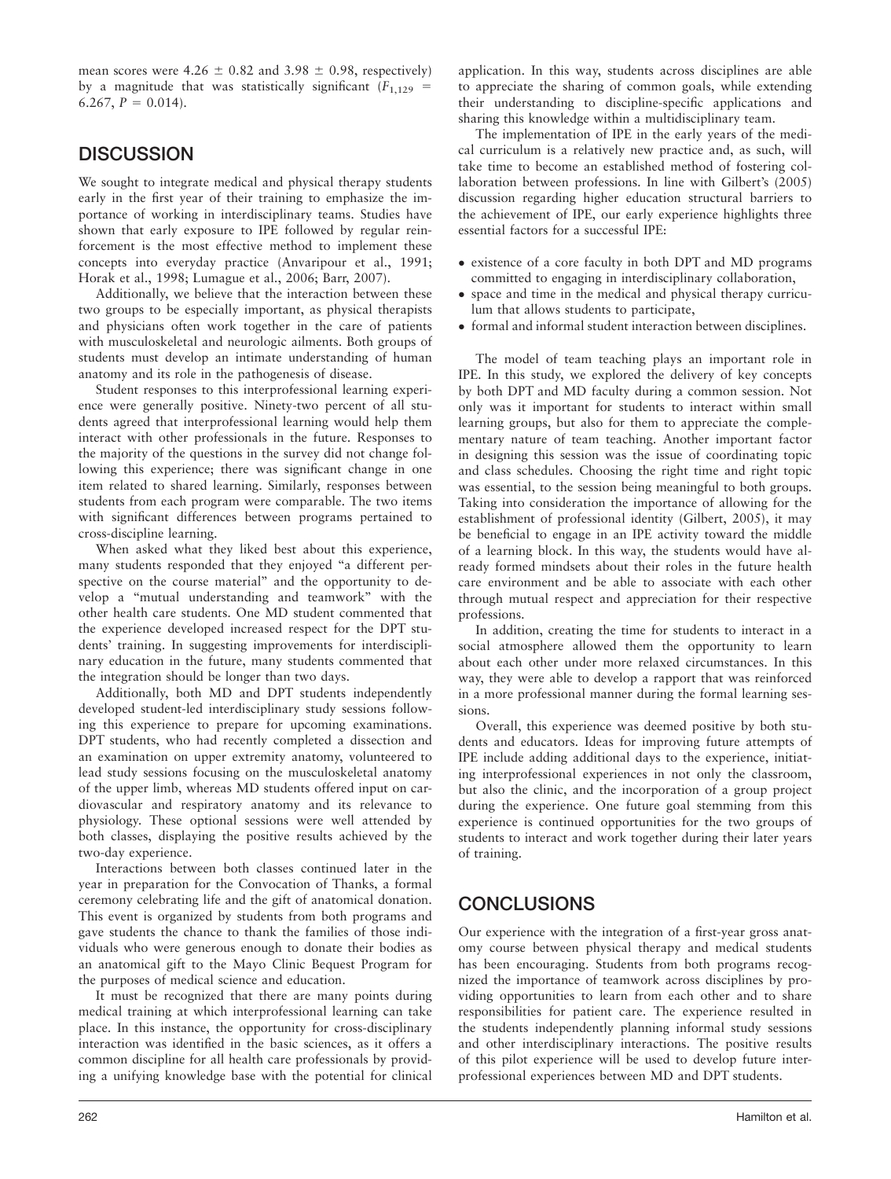mean scores were $4.26 \pm 0.82$ and $3.98 \pm 0.98$, respectively) by a magnitude that was statistically significant ($F_{1,129} = 6.267$, $P = 0.014$).

## DISCUSSION

We sought to integrate medical and physical therapy students early in the first year of their training to emphasize the importance of working in interdisciplinary teams. Studies have shown that early exposure to IPE followed by regular reinforcement is the most effective method to implement these concepts into everyday practice (Anvaripour et al., 1991; Horak et al., 1998; Lumague et al., 2006; Barr, 2007).

Additionally, we believe that the interaction between these two groups to be especially important, as physical therapists and physicians often work together in the care of patients with musculoskeletal and neurologic ailments. Both groups of students must develop an intimate understanding of human anatomy and its role in the pathogenesis of disease.

Student responses to this interprofessional learning experience were generally positive. Ninety-two percent of all students agreed that interprofessional learning would help them interact with other professionals in the future. Responses to the majority of the questions in the survey did not change following this experience; there was significant change in one item related to shared learning. Similarly, responses between students from each program were comparable. The two items with significant differences between programs pertained to cross-discipline learning.

When asked what they liked best about this experience, many students responded that they enjoyed "a different perspective on the course material" and the opportunity to develop a "mutual understanding and teamwork" with the other health care students. One MD student commented that the experience developed increased respect for the DPT students' training. In suggesting improvements for interdisciplinary education in the future, many students commented that the integration should be longer than two days.

Additionally, both MD and DPT students independently developed student-led interdisciplinary study sessions following this experience to prepare for upcoming examinations. DPT students, who had recently completed a dissection and an examination on upper extremity anatomy, volunteered to lead study sessions focusing on the musculoskeletal anatomy of the upper limb, whereas MD students offered input on cardiovascular and respiratory anatomy and its relevance to physiology. These optional sessions were well attended by both classes, displaying the positive results achieved by the two-day experience.

Interactions between both classes continued later in the year in preparation for the Convocation of Thanks, a formal ceremony celebrating life and the gift of anatomical donation. This event is organized by students from both programs and gave students the chance to thank the families of those individuals who were generous enough to donate their bodies as an anatomical gift to the Mayo Clinic Bequest Program for the purposes of medical science and education.

It must be recognized that there are many points during medical training at which interprofessional learning can take place. In this instance, the opportunity for cross-disciplinary interaction was identified in the basic sciences, as it offers a common discipline for all health care professionals by providing a unifying knowledge base with the potential for clinical application. In this way, students across disciplines are able to appreciate the sharing of common goals, while extending their understanding to discipline-specific applications and sharing this knowledge within a multidisciplinary team.

The implementation of IPE in the early years of the medical curriculum is a relatively new practice and, as such, will take time to become an established method of fostering collaboration between professions. In line with Gilbert's (2005) discussion regarding higher education structural barriers to the achievement of IPE, our early experience highlights three essential factors for a successful IPE:

- existence of a core faculty in both DPT and MD programs committed to engaging in interdisciplinary collaboration,
- space and time in the medical and physical therapy curriculum that allows students to participate,
- formal and informal student interaction between disciplines.

The model of team teaching plays an important role in IPE. In this study, we explored the delivery of key concepts by both DPT and MD faculty during a common session. Not only was it important for students to interact within small learning groups, but also for them to appreciate the complementary nature of team teaching. Another important factor in designing this session was the issue of coordinating topic and class schedules. Choosing the right time and right topic was essential, to the session being meaningful to both groups. Taking into consideration the importance of allowing for the establishment of professional identity (Gilbert, 2005), it may be beneficial to engage in an IPE activity toward the middle of a learning block. In this way, the students would have already formed mindsets about their roles in the future health care environment and be able to associate with each other through mutual respect and appreciation for their respective professions.

In addition, creating the time for students to interact in a social atmosphere allowed them the opportunity to learn about each other under more relaxed circumstances. In this way, they were able to develop a rapport that was reinforced in a more professional manner during the formal learning sessions.

Overall, this experience was deemed positive by both students and educators. Ideas for improving future attempts of IPE include adding additional days to the experience, initiating interprofessional experiences in not only the classroom, but also the clinic, and the incorporation of a group project during the experience. One future goal stemming from this experience is continued opportunities for the two groups of students to interact and work together during their later years of training.

## CONCLUSIONS

Our experience with the integration of a first-year gross anatomy course between physical therapy and medical students has been encouraging. Students from both programs recognized the importance of teamwork across disciplines by providing opportunities to learn from each other and to share responsibilities for patient care. The experience resulted in the students independently planning informal study sessions and other interdisciplinary interactions. The positive results of this pilot experience will be used to develop future interprofessional experiences between MD and DPT students.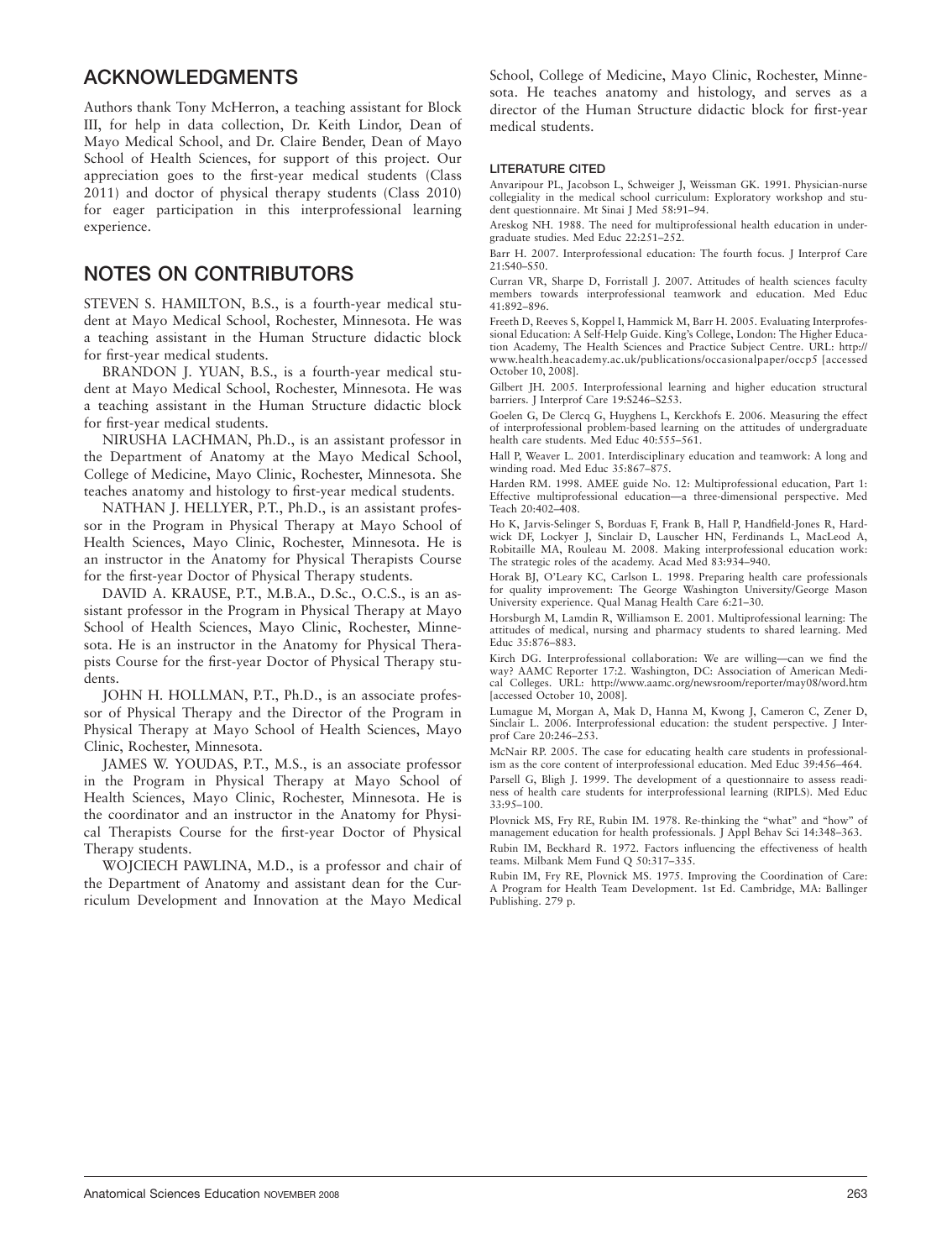## ACKNOWLEDGMENTS

Authors thank Tony McHerron, a teaching assistant for Block III, for help in data collection, Dr. Keith Lindor, Dean of Mayo Medical School, and Dr. Claire Bender, Dean of Mayo School of Health Sciences, for support of this project. Our appreciation goes to the first-year medical students (Class 2011) and doctor of physical therapy students (Class 2010) for eager participation in this interprofessional learning experience.

## NOTES ON CONTRIBUTORS

STEVEN S. HAMILTON, B.S., is a fourth-year medical student at Mayo Medical School, Rochester, Minnesota. He was a teaching assistant in the Human Structure didactic block for first-year medical students.

BRANDON J. YUAN, B.S., is a fourth-year medical student at Mayo Medical School, Rochester, Minnesota. He was a teaching assistant in the Human Structure didactic block for first-year medical students.

NIRUSHA LACHMAN, Ph.D., is an assistant professor in the Department of Anatomy at the Mayo Medical School, College of Medicine, Mayo Clinic, Rochester, Minnesota. She teaches anatomy and histology to first-year medical students.

NATHAN J. HELLYER, P.T., Ph.D., is an assistant professor in the Program in Physical Therapy at Mayo School of Health Sciences, Mayo Clinic, Rochester, Minnesota. He is an instructor in the Anatomy for Physical Therapists Course for the first-year Doctor of Physical Therapy students.

DAVID A. KRAUSE, P.T., M.B.A., D.Sc., O.C.S., is an assistant professor in the Program in Physical Therapy at Mayo School of Health Sciences, Mayo Clinic, Rochester, Minnesota. He is an instructor in the Anatomy for Physical Therapists Course for the first-year Doctor of Physical Therapy students.

JOHN H. HOLLMAN, P.T., Ph.D., is an associate professor of Physical Therapy and the Director of the Program in Physical Therapy at Mayo School of Health Sciences, Mayo Clinic, Rochester, Minnesota.

JAMES W. YOUDAS, P.T., M.S., is an associate professor in the Program in Physical Therapy at Mayo School of Health Sciences, Mayo Clinic, Rochester, Minnesota. He is the coordinator and an instructor in the Anatomy for Physical Therapists Course for the first-year Doctor of Physical Therapy students.

WOJCIECH PAWLINA, M.D., is a professor and chair of the Department of Anatomy and assistant dean for the Curriculum Development and Innovation at the Mayo Medical School, College of Medicine, Mayo Clinic, Rochester, Minnesota. He teaches anatomy and histology, and serves as a director of the Human Structure didactic block for first-year medical students.

### LITERATURE CITED

Anvaripour PL, Jacobson L, Schweiger J, Weissman GK. 1991. Physician-nurse collegiality in the medical school curriculum: Exploratory workshop and student questionnaire. Mt Sinai J Med 58:91–94.

Areskog NH. 1988. The need for multiprofessional health education in undergraduate studies. Med Educ 22:251–252.

Barr H. 2007. Interprofessional education: The fourth focus. J Interprof Care 21:S40–S50.

Curran VR, Sharpe D, Forristall J. 2007. Attitudes of health sciences faculty members towards interprofessional teamwork and education. Med Educ 41:892–896.

Freeth D, Reeves S, Koppel I, Hammick M, Barr H. 2005. Evaluating Interprofessional Education: A Self-Help Guide. King's College, London: The Higher Education Academy, The Health Sciences and Practice Subject Centre. URL: http://www.health.heacademy.ac.uk/publications/occasionalpaper/occp5 [accessed October 10, 2008].

Gilbert JH. 2005. Interprofessional learning and higher education structural barriers. J Interprof Care 19:S246–S253.

Goelen G, De Clercq G, Huyghens L, Kerckhofs E. 2006. Measuring the effect of interprofessional problem-based learning on the attitudes of undergraduate health care students. Med Educ 40:555–561.

Hall P, Weaver L. 2001. Interdisciplinary education and teamwork: A long and winding road. Med Educ 35:867–875.

Harden RM. 1998. AMEE guide No. 12: Multiprofessional education, Part 1: Effective multiprofessional education—a three-dimensional perspective. Med Teach 20:402–408.

Ho K, Jarvis-Selinger S, Borduas F, Frank B, Hall P, Handfield-Jones R, Hardwick DF, Lockyer J, Sinclair D, Lauscher HN, Ferdinands L, MacLeod A, Robitaille MA, Rouleau M. 2008. Making interprofessional education work: The strategic roles of the academy. Acad Med 83:934–940.

Horak BJ, O'Leary KC, Carlson L. 1998. Preparing health care professionals for quality improvement: The George Washington University/George Mason University experience. Qual Manag Health Care 6:21–30.

Horsburgh M, Lamdin R, Williamson E. 2001. Multiprofessional learning: The attitudes of medical, nursing and pharmacy students to shared learning. Med Educ 35:876–883.

Kirch DG. Interprofessional collaboration: We are willing—can we find the way? AAMC Reporter 17:2. Washington, DC: Association of American Medical Colleges. URL: http://www.aamc.org/newsroom/reporter/may08/word.htm [accessed October 10, 2008].

Lumague M, Morgan A, Mak D, Hanna M, Kwong J, Cameron C, Zener D, Sinclair L. 2006. Interprofessional education: the student perspective. J Interprof Care 20:246–253.

McNair RP. 2005. The case for educating health care students in professionalism as the core content of interprofessional education. Med Educ 39:456–464.

Parsell G, Bligh J. 1999. The development of a questionnaire to assess readiness of health care students for interprofessional learning (RIPLS). Med Educ 33:95–100.

Plovnick MS, Fry RE, Rubin IM. 1978. Re-thinking the "what" and "how" of management education for health professionals. J Appl Behav Sci 14:348–363.

Rubin IM, Beckhard R. 1972. Factors influencing the effectiveness of health teams. Milbank Mem Fund Q 50:317–335.

Rubin IM, Fry RE, Plovnick MS. 1975. Improving the Coordination of Care: A Program for Health Team Development. 1st Ed. Cambridge, MA: Ballinger Publishing. 279 p.